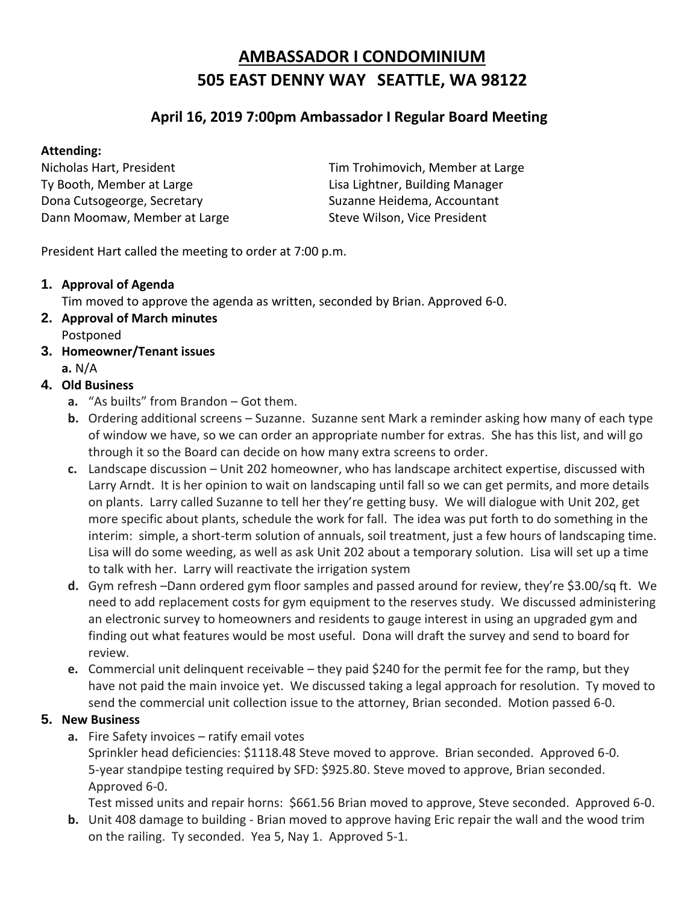# AMBASSADOR I CONDOMINIUM
# 505 EAST DENNY WAY SEATTLE, WA 98122

## April 16, 2019 7:00pm Ambassador I Regular Board Meeting

**Attending:**

Nicholas Hart, President
Ty Booth, Member at Large
Dona Cutsogeorge, Secretary
Dann Moomaw, Member at Large
Tim Trohimovich, Member at Large
Lisa Lightner, Building Manager
Suzanne Heidema, Accountant
Steve Wilson, Vice President

President Hart called the meeting to order at 7:00 p.m.

1. **Approval of Agenda**
   Tim moved to approve the agenda as written, seconded by Brian. Approved 6-0.
2. **Approval of March minutes**
   Postponed
3. **Homeowner/Tenant issues**
   **a.** N/A
4. **Old Business**
   **a.** "As builts" from Brandon – Got them.
   **b.** Ordering additional screens – Suzanne. Suzanne sent Mark a reminder asking how many of each type of window we have, so we can order an appropriate number for extras. She has this list, and will go through it so the Board can decide on how many extra screens to order.
   **c.** Landscape discussion – Unit 202 homeowner, who has landscape architect expertise, discussed with Larry Arndt. It is her opinion to wait on landscaping until fall so we can get permits, and more details on plants. Larry called Suzanne to tell her they're getting busy. We will dialogue with Unit 202, get more specific about plants, schedule the work for fall. The idea was put forth to do something in the interim: simple, a short-term solution of annuals, soil treatment, just a few hours of landscaping time. Lisa will do some weeding, as well as ask Unit 202 about a temporary solution. Lisa will set up a time to talk with her. Larry will reactivate the irrigation system
   **d.** Gym refresh –Dann ordered gym floor samples and passed around for review, they're $3.00/sq ft. We need to add replacement costs for gym equipment to the reserves study. We discussed administering an electronic survey to homeowners and residents to gauge interest in using an upgraded gym and finding out what features would be most useful. Dona will draft the survey and send to board for review.
   **e.** Commercial unit delinquent receivable – they paid $240 for the permit fee for the ramp, but they have not paid the main invoice yet. We discussed taking a legal approach for resolution. Ty moved to send the commercial unit collection issue to the attorney, Brian seconded. Motion passed 6-0.
5. **New Business**
   **a.** Fire Safety invoices – ratify email votes
   Sprinkler head deficiencies: $1118.48 Steve moved to approve. Brian seconded. Approved 6-0.
   5-year standpipe testing required by SFD: $925.80. Steve moved to approve, Brian seconded. Approved 6-0.
   Test missed units and repair horns: $661.56 Brian moved to approve, Steve seconded. Approved 6-0.
   **b.** Unit 408 damage to building - Brian moved to approve having Eric repair the wall and the wood trim on the railing. Ty seconded. Yea 5, Nay 1. Approved 5-1.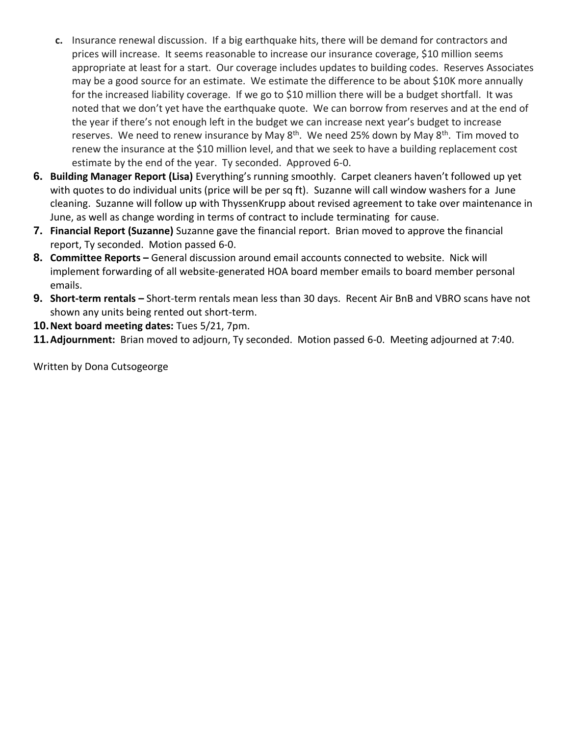c. Insurance renewal discussion. If a big earthquake hits, there will be demand for contractors and prices will increase. It seems reasonable to increase our insurance coverage, $10 million seems appropriate at least for a start. Our coverage includes updates to building codes. Reserves Associates may be a good source for an estimate. We estimate the difference to be about $10K more annually for the increased liability coverage. If we go to $10 million there will be a budget shortfall. It was noted that we don't yet have the earthquake quote. We can borrow from reserves and at the end of the year if there's not enough left in the budget we can increase next year's budget to increase reserves. We need to renew insurance by May 8th. We need 25% down by May 8th. Tim moved to renew the insurance at the $10 million level, and that we seek to have a building replacement cost estimate by the end of the year. Ty seconded. Approved 6-0.

6. **Building Manager Report (Lisa)** Everything's running smoothly. Carpet cleaners haven't followed up yet with quotes to do individual units (price will be per sq ft). Suzanne will call window washers for a June cleaning. Suzanne will follow up with ThyssenKrupp about revised agreement to take over maintenance in June, as well as change wording in terms of contract to include terminating for cause.
7. **Financial Report (Suzanne)** Suzanne gave the financial report. Brian moved to approve the financial report, Ty seconded. Motion passed 6-0.
8. **Committee Reports –** General discussion around email accounts connected to website. Nick will implement forwarding of all website-generated HOA board member emails to board member personal emails.
9. **Short-term rentals –** Short-term rentals mean less than 30 days. Recent Air BnB and VBRO scans have not shown any units being rented out short-term.
10. **Next board meeting dates:** Tues 5/21, 7pm.
11. **Adjournment:** Brian moved to adjourn, Ty seconded. Motion passed 6-0. Meeting adjourned at 7:40.

Written by Dona Cutsogeorge